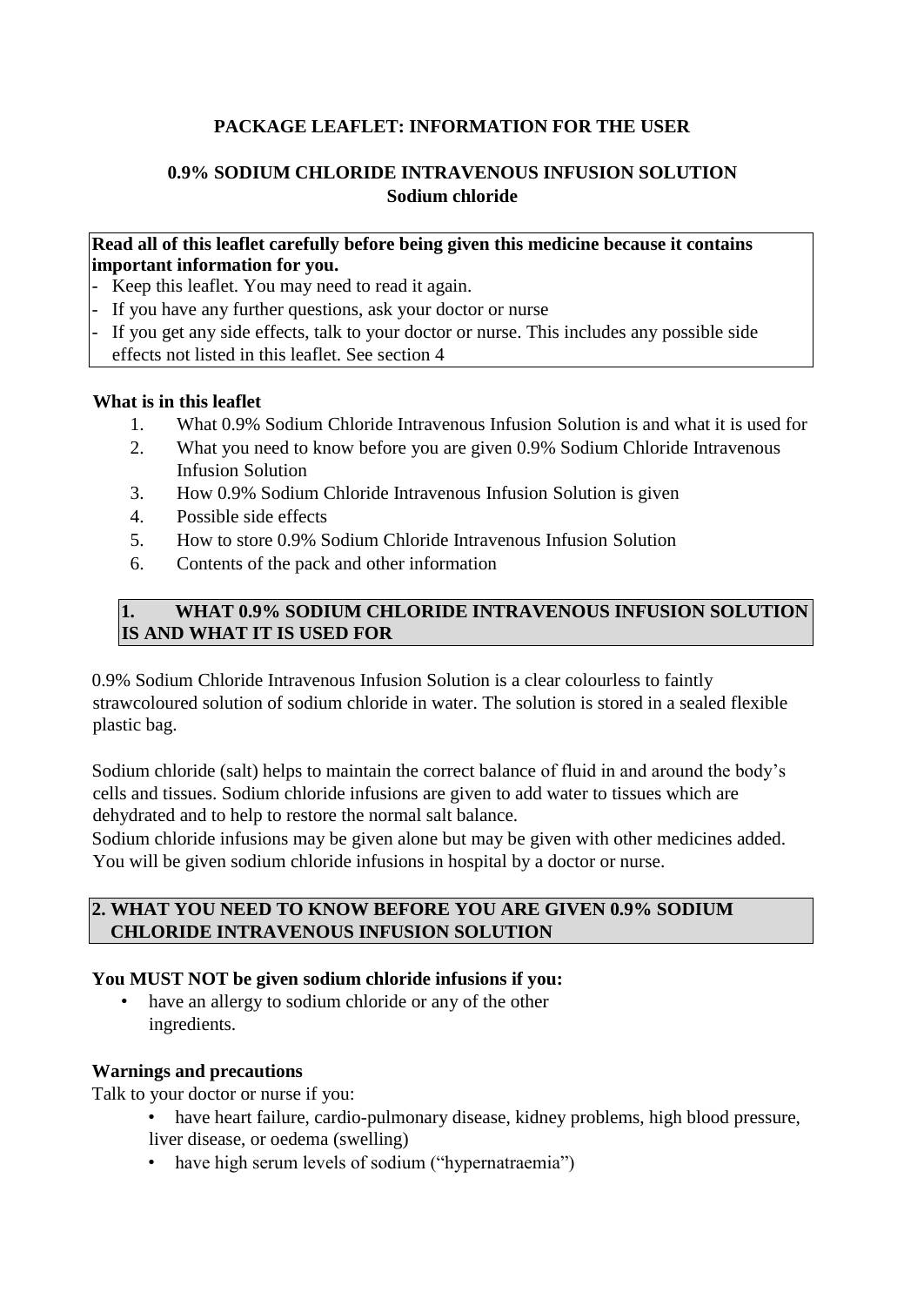**PACKAGE LEAFLET: INFORMATION FOR THE USER**

# 0.9% SODIUM CHLORIDE INTRAVENOUS INFUSION SOLUTION
**Sodium chloride**

**Read all of this leaflet carefully before being given this medicine because it contains important information for you.**

- Keep this leaflet. You may need to read it again.
- If you have any further questions, ask your doctor or nurse
- If you get any side effects, talk to your doctor or nurse. This includes any possible side effects not listed in this leaflet. See section 4

**What is in this leaflet**

1. What 0.9% Sodium Chloride Intravenous Infusion Solution is and what it is used for
2. What you need to know before you are given 0.9% Sodium Chloride Intravenous Infusion Solution
3. How 0.9% Sodium Chloride Intravenous Infusion Solution is given
4. Possible side effects
5. How to store 0.9% Sodium Chloride Intravenous Infusion Solution
6. Contents of the pack and other information

## 1. WHAT 0.9% SODIUM CHLORIDE INTRAVENOUS INFUSION SOLUTION IS AND WHAT IT IS USED FOR

0.9% Sodium Chloride Intravenous Infusion Solution is a clear colourless to faintly strawcoloured solution of sodium chloride in water. The solution is stored in a sealed flexible plastic bag.

Sodium chloride (salt) helps to maintain the correct balance of fluid in and around the body's cells and tissues. Sodium chloride infusions are given to add water to tissues which are dehydrated and to help to restore the normal salt balance.
Sodium chloride infusions may be given alone but may be given with other medicines added. You will be given sodium chloride infusions in hospital by a doctor or nurse.

## 2. WHAT YOU NEED TO KNOW BEFORE YOU ARE GIVEN 0.9% SODIUM CHLORIDE INTRAVENOUS INFUSION SOLUTION

**You MUST NOT be given sodium chloride infusions if you:**

- have an allergy to sodium chloride or any of the other ingredients.

**Warnings and precautions**

Talk to your doctor or nurse if you:

- have heart failure, cardio-pulmonary disease, kidney problems, high blood pressure, liver disease, or oedema (swelling)
- have high serum levels of sodium ("hypernatraemia")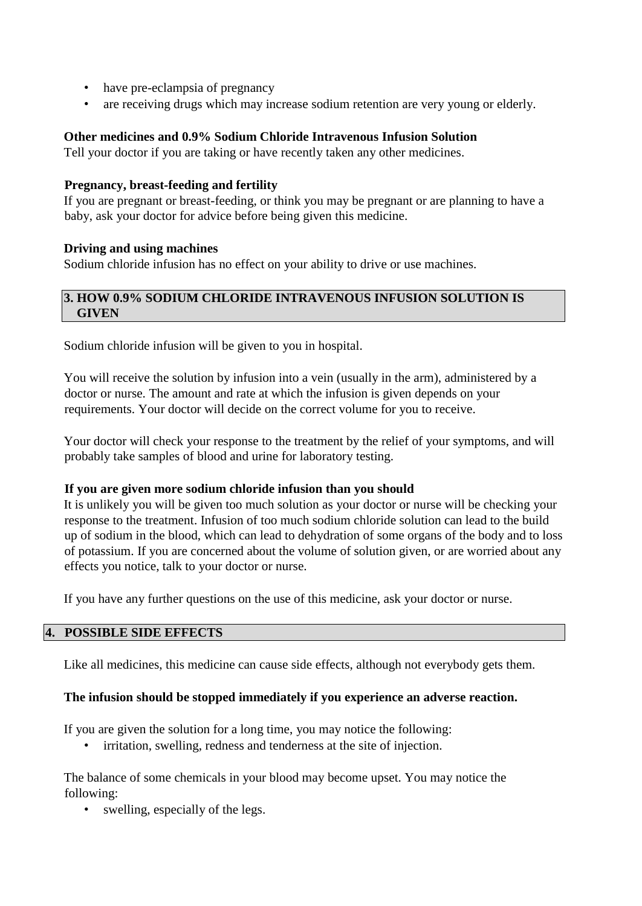- have pre-eclampsia of pregnancy
- are receiving drugs which may increase sodium retention are very young or elderly.

**Other medicines and 0.9% Sodium Chloride Intravenous Infusion Solution**

Tell your doctor if you are taking or have recently taken any other medicines.

**Pregnancy, breast-feeding and fertility**

If you are pregnant or breast-feeding, or think you may be pregnant or are planning to have a baby, ask your doctor for advice before being given this medicine.

**Driving and using machines**

Sodium chloride infusion has no effect on your ability to drive or use machines.

## 3. HOW 0.9% SODIUM CHLORIDE INTRAVENOUS INFUSION SOLUTION IS GIVEN

Sodium chloride infusion will be given to you in hospital.

You will receive the solution by infusion into a vein (usually in the arm), administered by a doctor or nurse. The amount and rate at which the infusion is given depends on your requirements. Your doctor will decide on the correct volume for you to receive.

Your doctor will check your response to the treatment by the relief of your symptoms, and will probably take samples of blood and urine for laboratory testing.

**If you are given more sodium chloride infusion than you should**

It is unlikely you will be given too much solution as your doctor or nurse will be checking your response to the treatment. Infusion of too much sodium chloride solution can lead to the build up of sodium in the blood, which can lead to dehydration of some organs of the body and to loss of potassium. If you are concerned about the volume of solution given, or are worried about any effects you notice, talk to your doctor or nurse.

If you have any further questions on the use of this medicine, ask your doctor or nurse.

## 4. POSSIBLE SIDE EFFECTS

Like all medicines, this medicine can cause side effects, although not everybody gets them.

**The infusion should be stopped immediately if you experience an adverse reaction.**

If you are given the solution for a long time, you may notice the following:

- irritation, swelling, redness and tenderness at the site of injection.

The balance of some chemicals in your blood may become upset. You may notice the following:

- swelling, especially of the legs.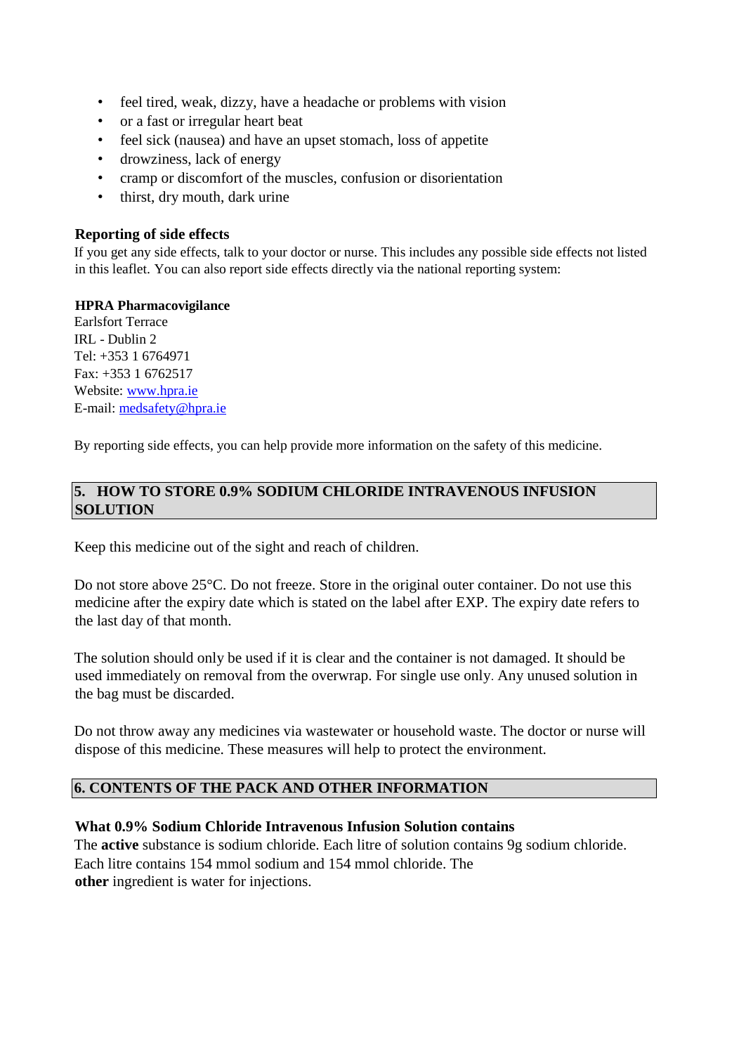- feel tired, weak, dizzy, have a headache or problems with vision
- or a fast or irregular heart beat
- feel sick (nausea) and have an upset stomach, loss of appetite
- drowziness, lack of energy
- cramp or discomfort of the muscles, confusion or disorientation
- thirst, dry mouth, dark urine

**Reporting of side effects**

If you get any side effects, talk to your doctor or nurse. This includes any possible side effects not listed in this leaflet. You can also report side effects directly via the national reporting system:

**HPRA Pharmacovigilance**
Earlsfort Terrace
IRL - Dublin 2
Tel: +353 1 6764971
Fax: +353 1 6762517
Website: www.hpra.ie
E-mail: medsafety@hpra.ie

By reporting side effects, you can help provide more information on the safety of this medicine.

## 5. HOW TO STORE 0.9% SODIUM CHLORIDE INTRAVENOUS INFUSION SOLUTION

Keep this medicine out of the sight and reach of children.

Do not store above 25°C. Do not freeze. Store in the original outer container. Do not use this medicine after the expiry date which is stated on the label after EXP. The expiry date refers to the last day of that month.

The solution should only be used if it is clear and the container is not damaged. It should be used immediately on removal from the overwrap. For single use only. Any unused solution in the bag must be discarded.

Do not throw away any medicines via wastewater or household waste. The doctor or nurse will dispose of this medicine. These measures will help to protect the environment.

## 6. CONTENTS OF THE PACK AND OTHER INFORMATION

**What 0.9% Sodium Chloride Intravenous Infusion Solution contains**

The **active** substance is sodium chloride. Each litre of solution contains 9g sodium chloride. Each litre contains 154 mmol sodium and 154 mmol chloride. The **other** ingredient is water for injections.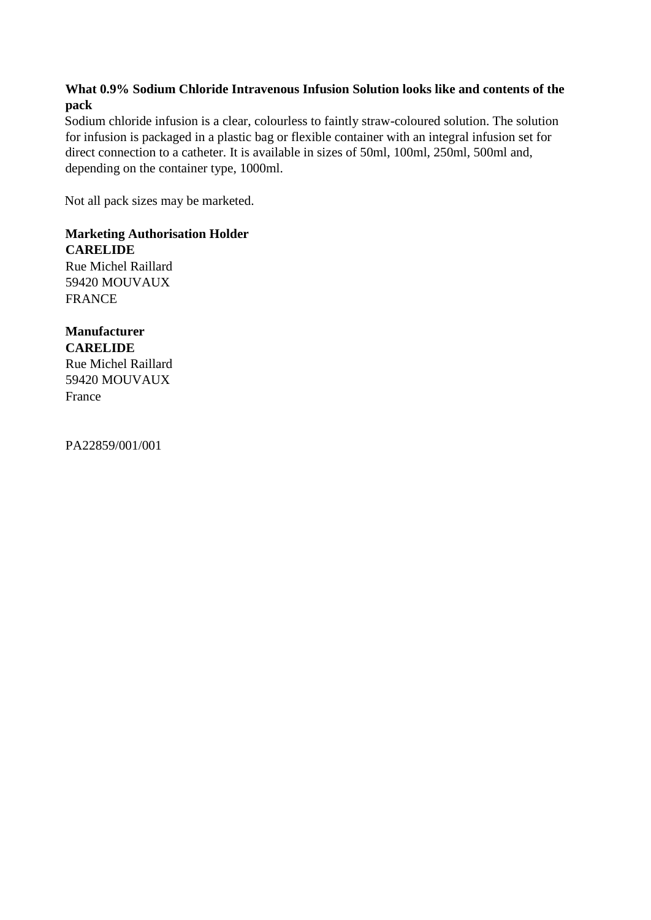**What 0.9% Sodium Chloride Intravenous Infusion Solution looks like and contents of the pack**

Sodium chloride infusion is a clear, colourless to faintly straw-coloured solution. The solution for infusion is packaged in a plastic bag or flexible container with an integral infusion set for direct connection to a catheter. It is available in sizes of 50ml, 100ml, 250ml, 500ml and, depending on the container type, 1000ml.

Not all pack sizes may be marketed.

**Marketing Authorisation Holder**
**CARELIDE**
Rue Michel Raillard
59420 MOUVAUX
FRANCE

**Manufacturer**
**CARELIDE**
Rue Michel Raillard
59420 MOUVAUX
France

PA22859/001/001